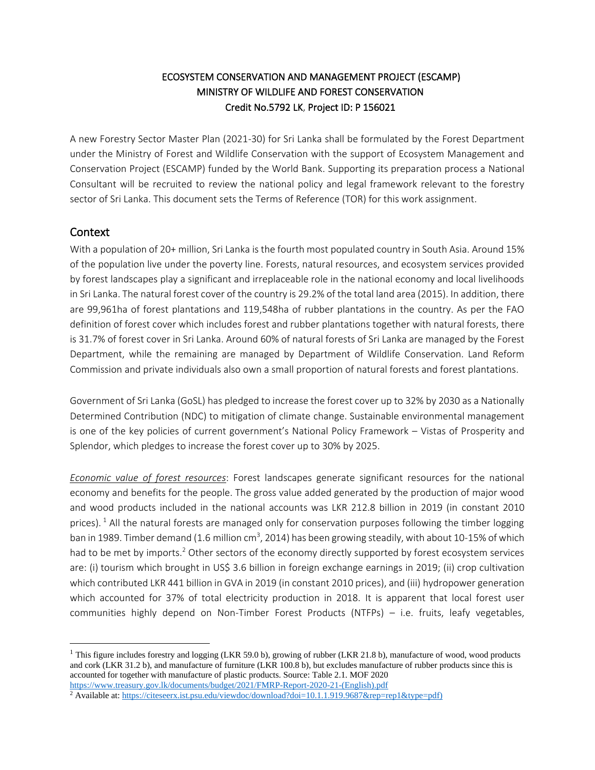# ECOSYSTEM CONSERVATION AND MANAGEMENT PROJECT (ESCAMP)
# MINISTRY OF WILDLIFE AND FOREST CONSERVATION
# Credit No.5792 LK, Project ID: P 156021

A new Forestry Sector Master Plan (2021-30) for Sri Lanka shall be formulated by the Forest Department under the Ministry of Forest and Wildlife Conservation with the support of Ecosystem Management and Conservation Project (ESCAMP) funded by the World Bank. Supporting its preparation process a National Consultant will be recruited to review the national policy and legal framework relevant to the forestry sector of Sri Lanka. This document sets the Terms of Reference (TOR) for this work assignment.

## Context

With a population of 20+ million, Sri Lanka is the fourth most populated country in South Asia. Around 15% of the population live under the poverty line. Forests, natural resources, and ecosystem services provided by forest landscapes play a significant and irreplaceable role in the national economy and local livelihoods in Sri Lanka. The natural forest cover of the country is 29.2% of the total land area (2015). In addition, there are 99,961ha of forest plantations and 119,548ha of rubber plantations in the country. As per the FAO definition of forest cover which includes forest and rubber plantations together with natural forests, there is 31.7% of forest cover in Sri Lanka. Around 60% of natural forests of Sri Lanka are managed by the Forest Department, while the remaining are managed by Department of Wildlife Conservation. Land Reform Commission and private individuals also own a small proportion of natural forests and forest plantations.

Government of Sri Lanka (GoSL) has pledged to increase the forest cover up to 32% by 2030 as a Nationally Determined Contribution (NDC) to mitigation of climate change. Sustainable environmental management is one of the key policies of current government's National Policy Framework – Vistas of Prosperity and Splendor, which pledges to increase the forest cover up to 30% by 2025.

*Economic value of forest resources*: Forest landscapes generate significant resources for the national economy and benefits for the people. The gross value added generated by the production of major wood and wood products included in the national accounts was LKR 212.8 billion in 2019 (in constant 2010 prices). [1] All the natural forests are managed only for conservation purposes following the timber logging ban in 1989. Timber demand (1.6 million $cm^3$, 2014) has been growing steadily, with about 10-15% of which had to be met by imports.[2] Other sectors of the economy directly supported by forest ecosystem services are: (i) tourism which brought in US$ 3.6 billion in foreign exchange earnings in 2019; (ii) crop cultivation which contributed LKR 441 billion in GVA in 2019 (in constant 2010 prices), and (iii) hydropower generation which accounted for 37% of total electricity production in 2018. It is apparent that local forest user communities highly depend on Non-Timber Forest Products (NTFPs) – i.e. fruits, leafy vegetables,

---

[1] This figure includes forestry and logging (LKR 59.0 b), growing of rubber (LKR 21.8 b), manufacture of wood, wood products and cork (LKR 31.2 b), and manufacture of furniture (LKR 100.8 b), but excludes manufacture of rubber products since this is accounted for together with manufacture of plastic products. Source: Table 2.1. MOF 2020 https://www.treasury.gov.lk/documents/budget/2021/FMRP-Report-2020-21-(English).pdf

[2] Available at: https://citeseerx.ist.psu.edu/viewdoc/download?doi=10.1.1.919.9687&rep=rep1&type=pdf)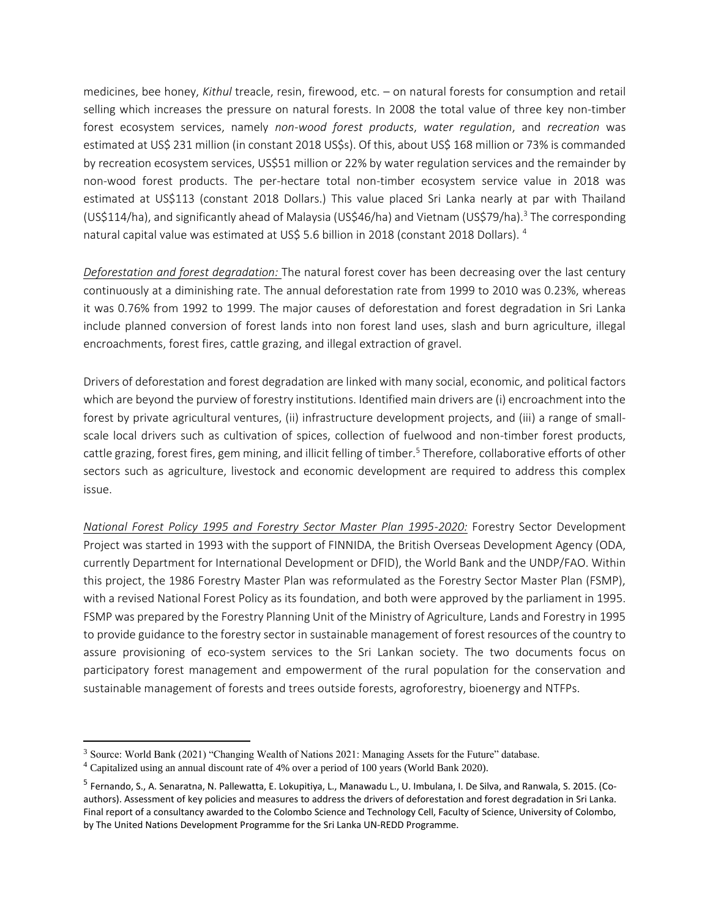medicines, bee honey, *Kithul* treacle, resin, firewood, etc. – on natural forests for consumption and retail selling which increases the pressure on natural forests. In 2008 the total value of three key non-timber forest ecosystem services, namely *non-wood forest products*, *water regulation*, and *recreation* was estimated at US$ 231 million (in constant 2018 US$s). Of this, about US$ 168 million or 73% is commanded by recreation ecosystem services, US$51 million or 22% by water regulation services and the remainder by non-wood forest products. The per-hectare total non-timber ecosystem service value in 2018 was estimated at US$113 (constant 2018 Dollars.) This value placed Sri Lanka nearly at par with Thailand (US$114/ha), and significantly ahead of Malaysia (US$46/ha) and Vietnam (US$79/ha).[3] The corresponding natural capital value was estimated at US$ 5.6 billion in 2018 (constant 2018 Dollars). [4]

*Deforestation and forest degradation:* The natural forest cover has been decreasing over the last century continuously at a diminishing rate. The annual deforestation rate from 1999 to 2010 was 0.23%, whereas it was 0.76% from 1992 to 1999. The major causes of deforestation and forest degradation in Sri Lanka include planned conversion of forest lands into non forest land uses, slash and burn agriculture, illegal encroachments, forest fires, cattle grazing, and illegal extraction of gravel.

Drivers of deforestation and forest degradation are linked with many social, economic, and political factors which are beyond the purview of forestry institutions. Identified main drivers are (i) encroachment into the forest by private agricultural ventures, (ii) infrastructure development projects, and (iii) a range of small-scale local drivers such as cultivation of spices, collection of fuelwood and non-timber forest products, cattle grazing, forest fires, gem mining, and illicit felling of timber.[5] Therefore, collaborative efforts of other sectors such as agriculture, livestock and economic development are required to address this complex issue.

*National Forest Policy 1995 and Forestry Sector Master Plan 1995-2020:* Forestry Sector Development Project was started in 1993 with the support of FINNIDA, the British Overseas Development Agency (ODA, currently Department for International Development or DFID), the World Bank and the UNDP/FAO. Within this project, the 1986 Forestry Master Plan was reformulated as the Forestry Sector Master Plan (FSMP), with a revised National Forest Policy as its foundation, and both were approved by the parliament in 1995. FSMP was prepared by the Forestry Planning Unit of the Ministry of Agriculture, Lands and Forestry in 1995 to provide guidance to the forestry sector in sustainable management of forest resources of the country to assure provisioning of eco-system services to the Sri Lankan society. The two documents focus on participatory forest management and empowerment of the rural population for the conservation and sustainable management of forests and trees outside forests, agroforestry, bioenergy and NTFPs.

---

[3] Source: World Bank (2021) "Changing Wealth of Nations 2021: Managing Assets for the Future" database.

[4] Capitalized using an annual discount rate of 4% over a period of 100 years (World Bank 2020).

[5] Fernando, S., A. Senaratna, N. Pallewatta, E. Lokupitiya, L., Manawadu L., U. Imbulana, I. De Silva, and Ranwala, S. 2015. (Co-authors). Assessment of key policies and measures to address the drivers of deforestation and forest degradation in Sri Lanka. Final report of a consultancy awarded to the Colombo Science and Technology Cell, Faculty of Science, University of Colombo, by The United Nations Development Programme for the Sri Lanka UN-REDD Programme.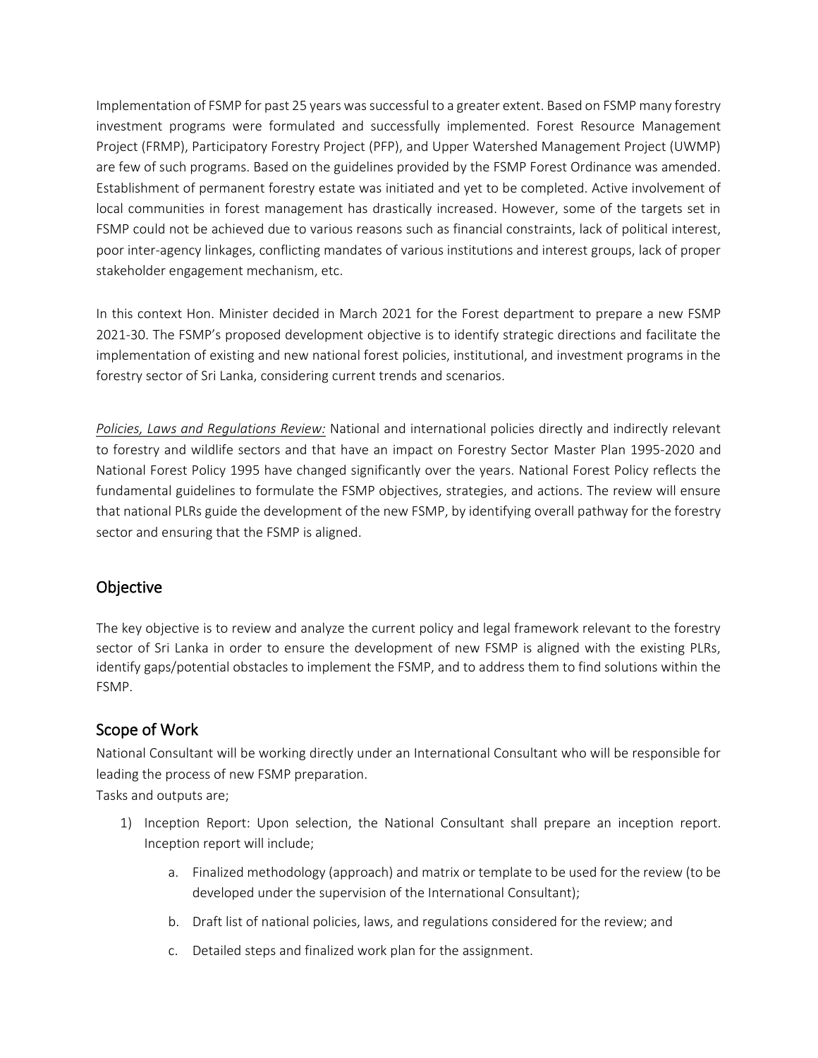Implementation of FSMP for past 25 years was successful to a greater extent. Based on FSMP many forestry investment programs were formulated and successfully implemented. Forest Resource Management Project (FRMP), Participatory Forestry Project (PFP), and Upper Watershed Management Project (UWMP) are few of such programs. Based on the guidelines provided by the FSMP Forest Ordinance was amended. Establishment of permanent forestry estate was initiated and yet to be completed. Active involvement of local communities in forest management has drastically increased. However, some of the targets set in FSMP could not be achieved due to various reasons such as financial constraints, lack of political interest, poor inter-agency linkages, conflicting mandates of various institutions and interest groups, lack of proper stakeholder engagement mechanism, etc.

In this context Hon. Minister decided in March 2021 for the Forest department to prepare a new FSMP 2021-30. The FSMP's proposed development objective is to identify strategic directions and facilitate the implementation of existing and new national forest policies, institutional, and investment programs in the forestry sector of Sri Lanka, considering current trends and scenarios.

*Policies, Laws and Regulations Review:* National and international policies directly and indirectly relevant to forestry and wildlife sectors and that have an impact on Forestry Sector Master Plan 1995-2020 and National Forest Policy 1995 have changed significantly over the years. National Forest Policy reflects the fundamental guidelines to formulate the FSMP objectives, strategies, and actions. The review will ensure that national PLRs guide the development of the new FSMP, by identifying overall pathway for the forestry sector and ensuring that the FSMP is aligned.

## Objective

The key objective is to review and analyze the current policy and legal framework relevant to the forestry sector of Sri Lanka in order to ensure the development of new FSMP is aligned with the existing PLRs, identify gaps/potential obstacles to implement the FSMP, and to address them to find solutions within the FSMP.

## Scope of Work

National Consultant will be working directly under an International Consultant who will be responsible for leading the process of new FSMP preparation.

Tasks and outputs are;

1) Inception Report: Upon selection, the National Consultant shall prepare an inception report. Inception report will include;
    a. Finalized methodology (approach) and matrix or template to be used for the review (to be developed under the supervision of the International Consultant);
    b. Draft list of national policies, laws, and regulations considered for the review; and
    c. Detailed steps and finalized work plan for the assignment.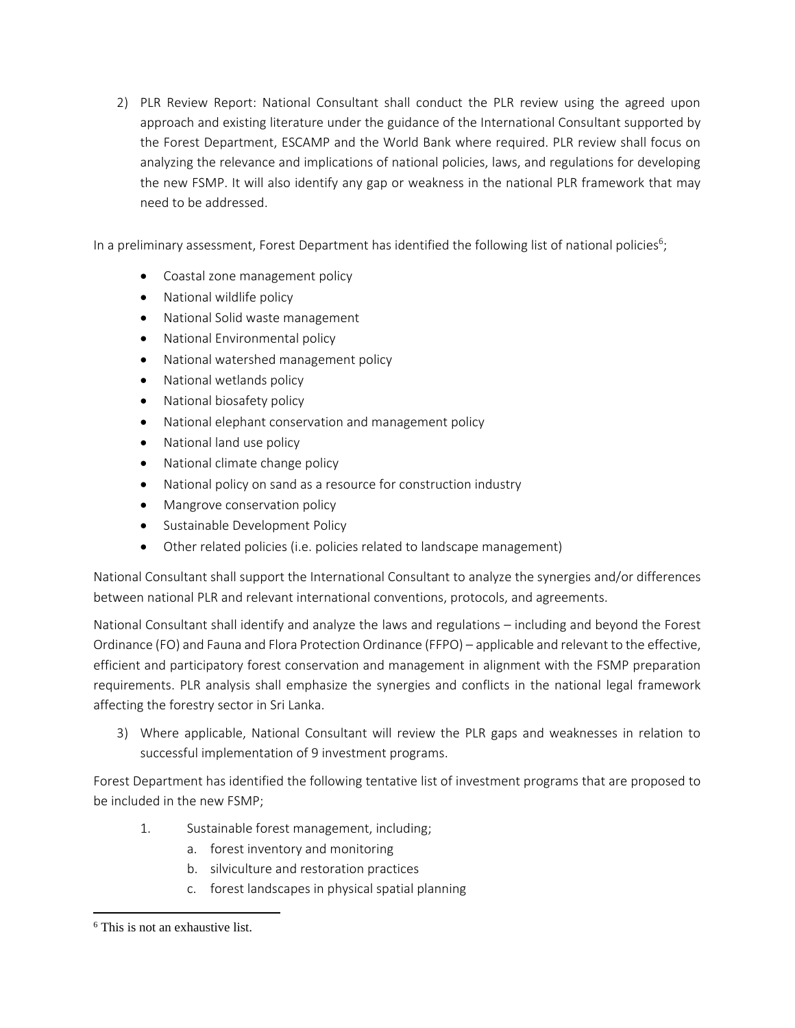2) PLR Review Report: National Consultant shall conduct the PLR review using the agreed upon approach and existing literature under the guidance of the International Consultant supported by the Forest Department, ESCAMP and the World Bank where required. PLR review shall focus on analyzing the relevance and implications of national policies, laws, and regulations for developing the new FSMP. It will also identify any gap or weakness in the national PLR framework that may need to be addressed.

In a preliminary assessment, Forest Department has identified the following list of national policies[6];

- Coastal zone management policy
- National wildlife policy
- National Solid waste management
- National Environmental policy
- National watershed management policy
- National wetlands policy
- National biosafety policy
- National elephant conservation and management policy
- National land use policy
- National climate change policy
- National policy on sand as a resource for construction industry
- Mangrove conservation policy
- Sustainable Development Policy
- Other related policies (i.e. policies related to landscape management)

National Consultant shall support the International Consultant to analyze the synergies and/or differences between national PLR and relevant international conventions, protocols, and agreements.

National Consultant shall identify and analyze the laws and regulations – including and beyond the Forest Ordinance (FO) and Fauna and Flora Protection Ordinance (FFPO) – applicable and relevant to the effective, efficient and participatory forest conservation and management in alignment with the FSMP preparation requirements. PLR analysis shall emphasize the synergies and conflicts in the national legal framework affecting the forestry sector in Sri Lanka.

3) Where applicable, National Consultant will review the PLR gaps and weaknesses in relation to successful implementation of 9 investment programs.

Forest Department has identified the following tentative list of investment programs that are proposed to be included in the new FSMP;

1. Sustainable forest management, including;
   a. forest inventory and monitoring
   b. silviculture and restoration practices
   c. forest landscapes in physical spatial planning

[6] This is not an exhaustive list.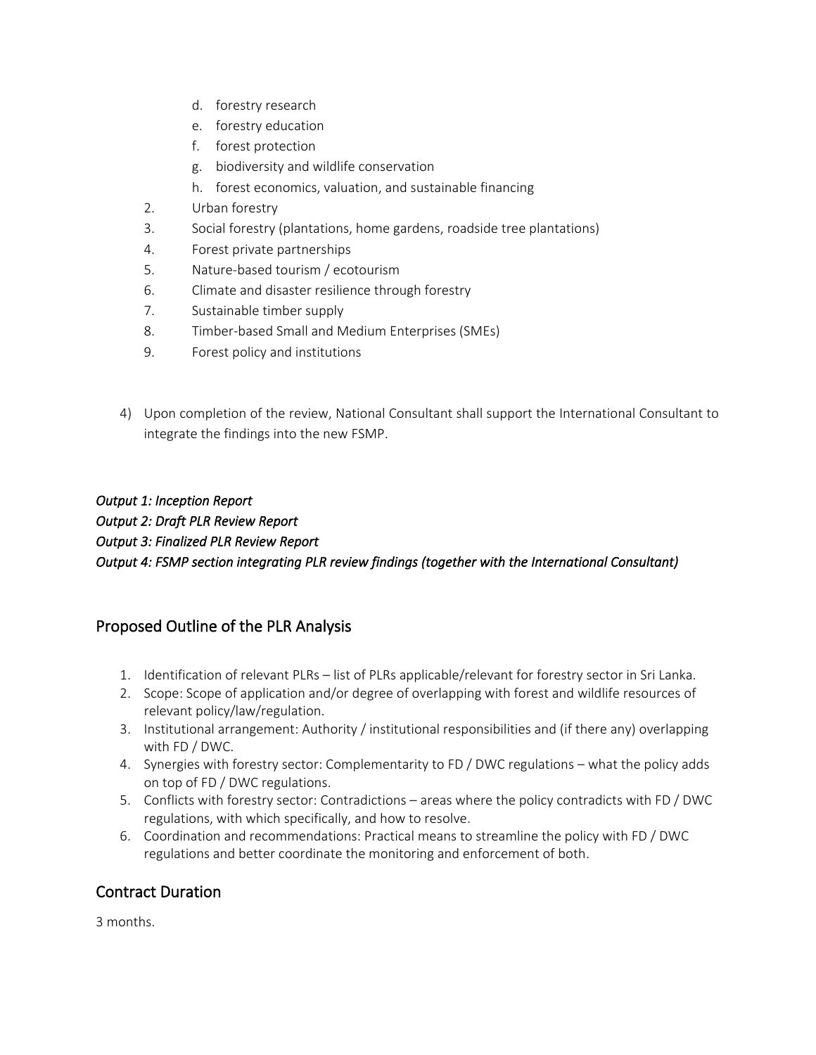d. forestry research
   e. forestry education
   f. forest protection
   g. biodiversity and wildlife conservation
   h. forest economics, valuation, and sustainable financing

2. Urban forestry
3. Social forestry (plantations, home gardens, roadside tree plantations)
4. Forest private partnerships
5. Nature-based tourism / ecotourism
6. Climate and disaster resilience through forestry
7. Sustainable timber supply
8. Timber-based Small and Medium Enterprises (SMEs)
9. Forest policy and institutions

4) Upon completion of the review, National Consultant shall support the International Consultant to integrate the findings into the new FSMP.

*Output 1: Inception Report*
*Output 2: Draft PLR Review Report*
*Output 3: Finalized PLR Review Report*
*Output 4: FSMP section integrating PLR review findings (together with the International Consultant)*

## Proposed Outline of the PLR Analysis

1. Identification of relevant PLRs – list of PLRs applicable/relevant for forestry sector in Sri Lanka.
2. Scope: Scope of application and/or degree of overlapping with forest and wildlife resources of relevant policy/law/regulation.
3. Institutional arrangement: Authority / institutional responsibilities and (if there any) overlapping with FD / DWC.
4. Synergies with forestry sector: Complementarity to FD / DWC regulations – what the policy adds on top of FD / DWC regulations.
5. Conflicts with forestry sector: Contradictions – areas where the policy contradicts with FD / DWC regulations, with which specifically, and how to resolve.
6. Coordination and recommendations: Practical means to streamline the policy with FD / DWC regulations and better coordinate the monitoring and enforcement of both.

## Contract Duration

3 months.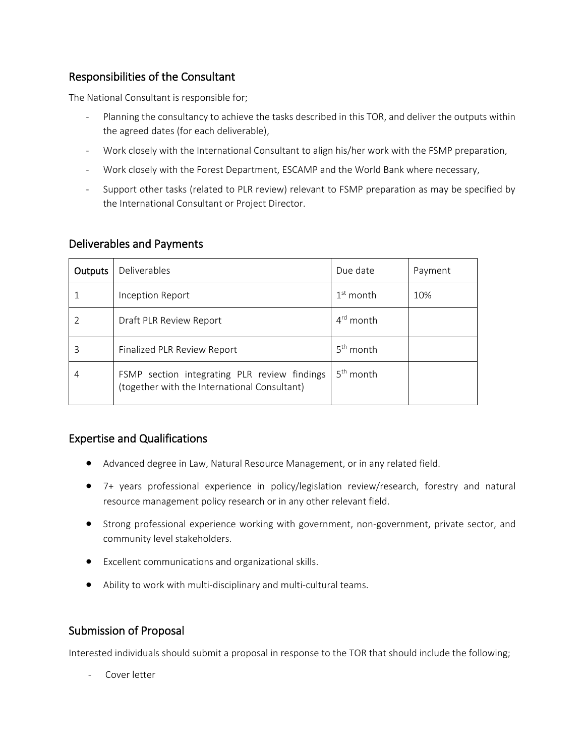## Responsibilities of the Consultant

The National Consultant is responsible for;

- Planning the consultancy to achieve the tasks described in this TOR, and deliver the outputs within the agreed dates (for each deliverable),
- Work closely with the International Consultant to align his/her work with the FSMP preparation,
- Work closely with the Forest Department, ESCAMP and the World Bank where necessary,
- Support other tasks (related to PLR review) relevant to FSMP preparation as may be specified by the International Consultant or Project Director.

## Deliverables and Payments

| Outputs | Deliverables | Due date | Payment |
|---|---|---|---|
| 1 | Inception Report | 1st month | 10% |
| 2 | Draft PLR Review Report | 4rd month | |
| 3 | Finalized PLR Review Report | 5th month | |
| 4 | FSMP section integrating PLR review findings (together with the International Consultant) | 5th month | |

## Expertise and Qualifications

- Advanced degree in Law, Natural Resource Management, or in any related field.
- 7+ years professional experience in policy/legislation review/research, forestry and natural resource management policy research or in any other relevant field.
- Strong professional experience working with government, non-government, private sector, and community level stakeholders.
- Excellent communications and organizational skills.
- Ability to work with multi-disciplinary and multi-cultural teams.

## Submission of Proposal

Interested individuals should submit a proposal in response to the TOR that should include the following;

- Cover letter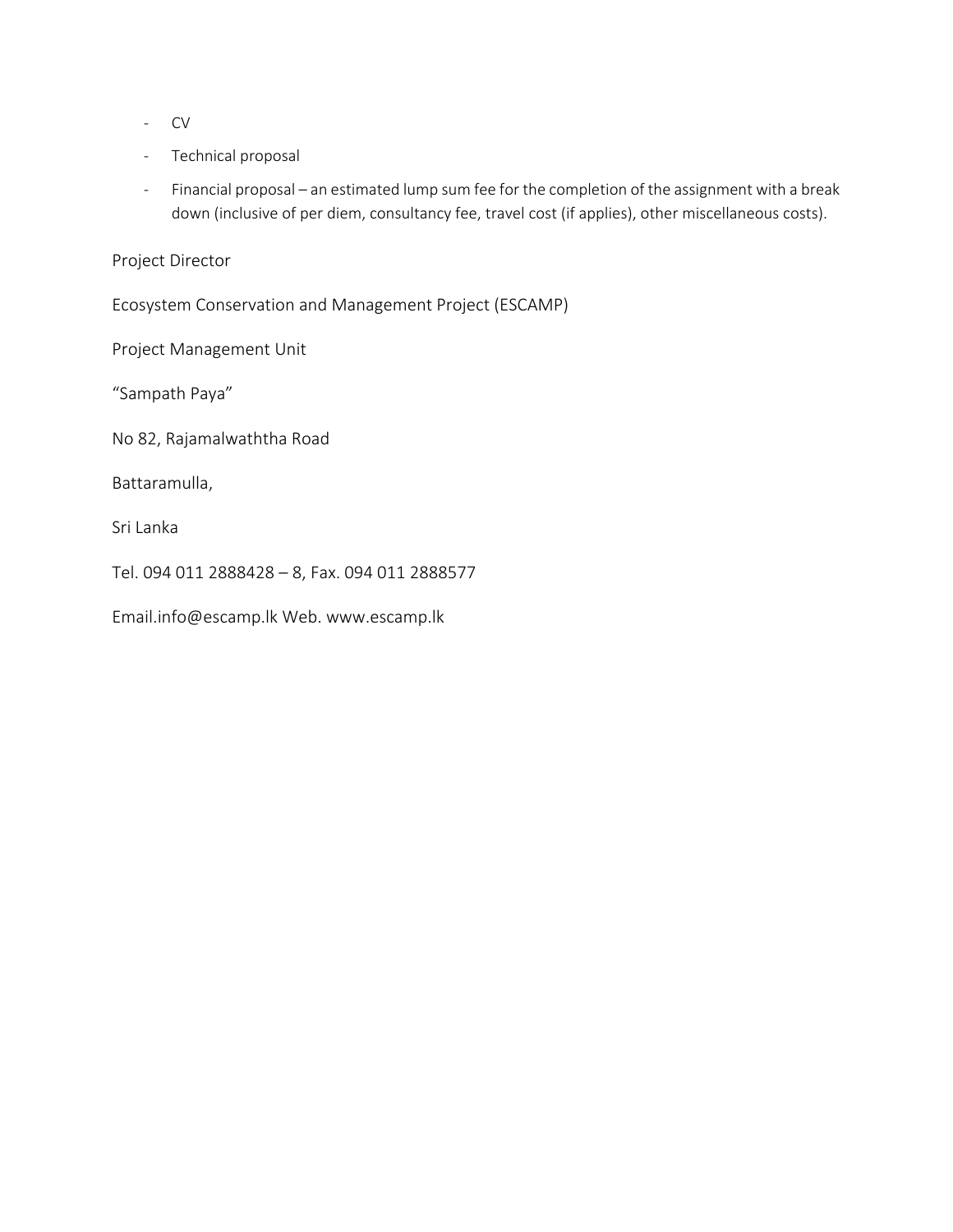- CV
- Technical proposal
- Financial proposal – an estimated lump sum fee for the completion of the assignment with a break down (inclusive of per diem, consultancy fee, travel cost (if applies), other miscellaneous costs).

Project Director

Ecosystem Conservation and Management Project (ESCAMP)

Project Management Unit

“Sampath Paya”

No 82, Rajamalwaththa Road

Battaramulla,

Sri Lanka

Tel. 094 011 2888428 – 8, Fax. 094 011 2888577

Email.info@escamp.lk Web. www.escamp.lk